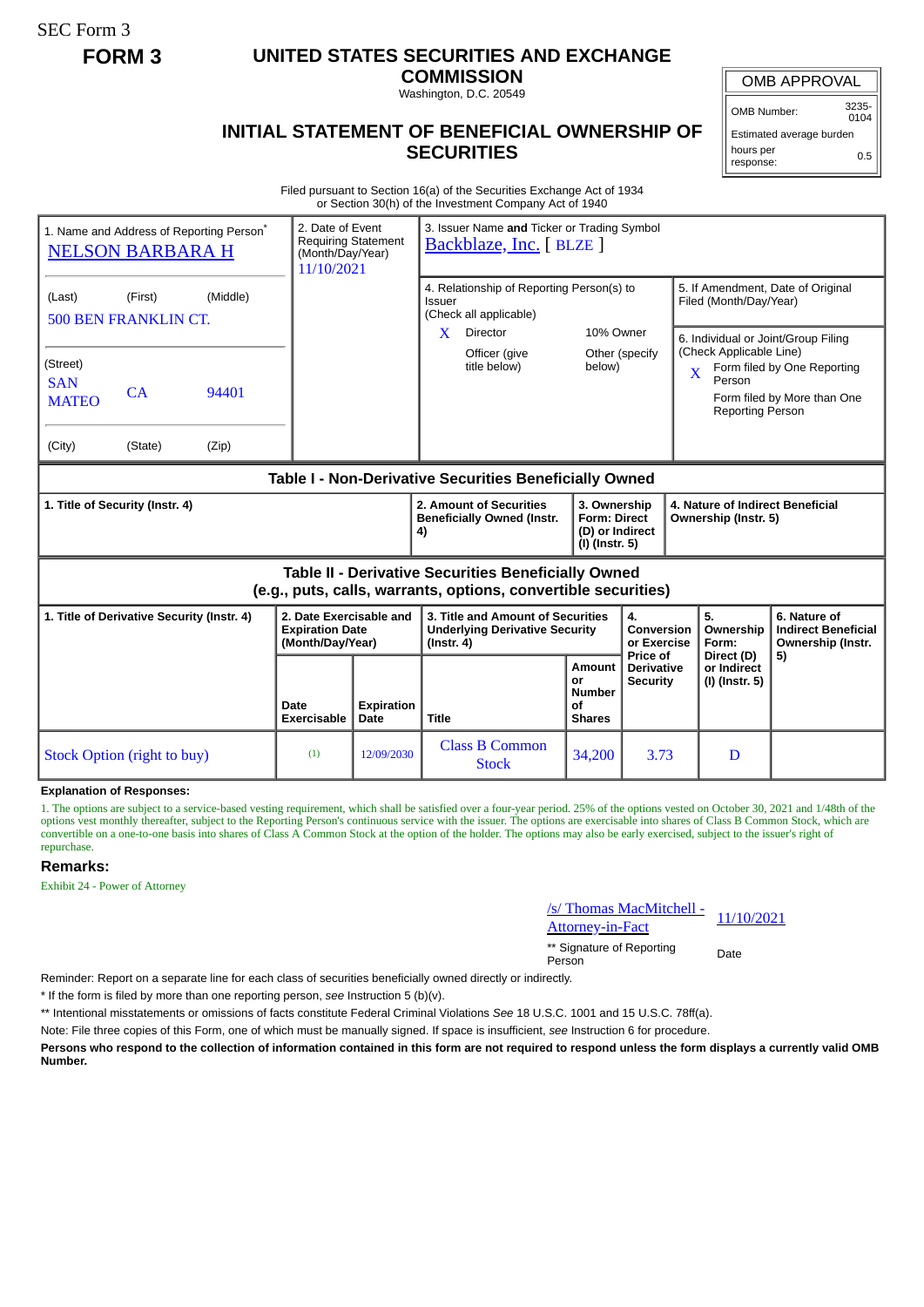SEC Form 3

**FORM 3**

# UNITED STATES SECURITIES AND EXCHANGE COMMISSION

Washington, D.C. 20549

## INITIAL STATEMENT OF BENEFICIAL OWNERSHIP OF SECURITIES

| OMB APPROVAL | |
|---|---|
| OMB Number: | 3235-0104 |
| Estimated average burden | |
| hours per response: | 0.5 |

Filed pursuant to Section 16(a) of the Securities Exchange Act of 1934 or Section 30(h) of the Investment Company Act of 1940

1. Name and Address of Reporting Person*
NELSON BARBARA H

(Last) (First) (Middle)
500 BEN FRANKLIN CT.

(Street)
SAN MATEO CA 94401

(City) (State) (Zip)

2. Date of Event Requiring Statement (Month/Day/Year)
11/10/2021

3. Issuer Name **and** Ticker or Trading Symbol
Backblaze, Inc. [ BLZE ]

4. Relationship of Reporting Person(s) to Issuer (Check all applicable)
X Director
10% Owner
Officer (give title below)
Other (specify below)

5. If Amendment, Date of Original Filed (Month/Day/Year)

6. Individual or Joint/Group Filing (Check Applicable Line)
X Form filed by One Reporting Person
Form filed by More than One Reporting Person

### Table I - Non-Derivative Securities Beneficially Owned

| 1. Title of Security (Instr. 4) | 2. Amount of Securities Beneficially Owned (Instr. 4) | 3. Ownership Form: Direct (D) or Indirect (I) (Instr. 5) | 4. Nature of Indirect Beneficial Ownership (Instr. 5) |
|---|---|---|---|

### Table II - Derivative Securities Beneficially Owned (e.g., puts, calls, warrants, options, convertible securities)

| 1. Title of Derivative Security (Instr. 4) | 2. Date Exercisable and Expiration Date (Month/Day/Year) | | 3. Title and Amount of Securities Underlying Derivative Security (Instr. 4) | | 4. Conversion or Exercise Price of Derivative Security | 5. Ownership Form: Direct (D) or Indirect (I) (Instr. 5) | 6. Nature of Indirect Beneficial Ownership (Instr. 5) |
|---|---|---|---|---|---|---|---|
| | Date Exercisable | Expiration Date | Title | Amount or Number of Shares | | | |
| Stock Option (right to buy) | (1) | 12/09/2030 | Class B Common Stock | 34,200 | 3.73 | D | |

**Explanation of Responses:**

1. The options are subject to a service-based vesting requirement, which shall be satisfied over a four-year period. 25% of the options vested on October 30, 2021 and 1/48th of the options vest monthly thereafter, subject to the Reporting Person's continuous service with the issuer. The options are exercisable into shares of Class B Common Stock, which are convertible on a one-to-one basis into shares of Class A Common Stock at the option of the holder. The options may also be early exercised, subject to the issuer's right of repurchase.

**Remarks:**

Exhibit 24 - Power of Attorney

/s/ Thomas MacMitchell - Attorney-in-Fact    11/10/2021

** Signature of Reporting Person    Date

Reminder: Report on a separate line for each class of securities beneficially owned directly or indirectly.

* If the form is filed by more than one reporting person, *see* Instruction 5 (b)(v).

** Intentional misstatements or omissions of facts constitute Federal Criminal Violations *See* 18 U.S.C. 1001 and 15 U.S.C. 78ff(a).

Note: File three copies of this Form, one of which must be manually signed. If space is insufficient, *see* Instruction 6 for procedure.

**Persons who respond to the collection of information contained in this form are not required to respond unless the form displays a currently valid OMB Number.**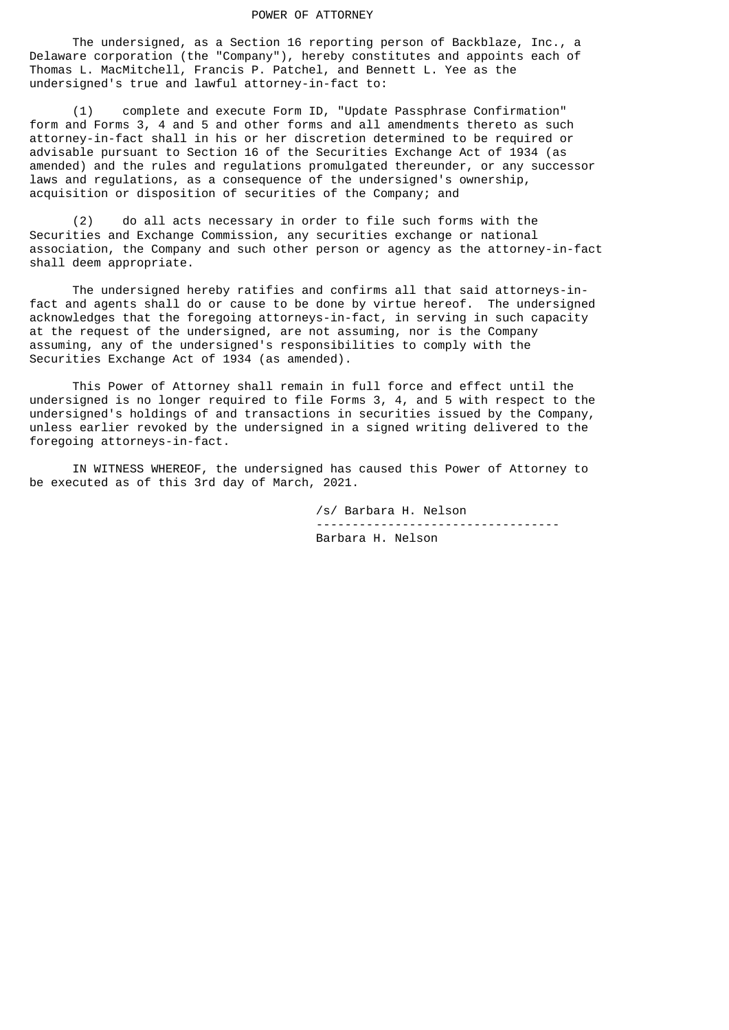# POWER OF ATTORNEY

The undersigned, as a Section 16 reporting person of Backblaze, Inc., a Delaware corporation (the "Company"), hereby constitutes and appoints each of Thomas L. MacMitchell, Francis P. Patchel, and Bennett L. Yee as the undersigned's true and lawful attorney-in-fact to:

(1) complete and execute Form ID, "Update Passphrase Confirmation" form and Forms 3, 4 and 5 and other forms and all amendments thereto as such attorney-in-fact shall in his or her discretion determined to be required or advisable pursuant to Section 16 of the Securities Exchange Act of 1934 (as amended) and the rules and regulations promulgated thereunder, or any successor laws and regulations, as a consequence of the undersigned's ownership, acquisition or disposition of securities of the Company; and

(2) do all acts necessary in order to file such forms with the Securities and Exchange Commission, any securities exchange or national association, the Company and such other person or agency as the attorney-in-fact shall deem appropriate.

The undersigned hereby ratifies and confirms all that said attorneys-in-fact and agents shall do or cause to be done by virtue hereof. The undersigned acknowledges that the foregoing attorneys-in-fact, in serving in such capacity at the request of the undersigned, are not assuming, nor is the Company assuming, any of the undersigned's responsibilities to comply with the Securities Exchange Act of 1934 (as amended).

This Power of Attorney shall remain in full force and effect until the undersigned is no longer required to file Forms 3, 4, and 5 with respect to the undersigned's holdings of and transactions in securities issued by the Company, unless earlier revoked by the undersigned in a signed writing delivered to the foregoing attorneys-in-fact.

IN WITNESS WHEREOF, the undersigned has caused this Power of Attorney to be executed as of this 3rd day of March, 2021.

/s/ Barbara H. Nelson

----------------------------------

Barbara H. Nelson